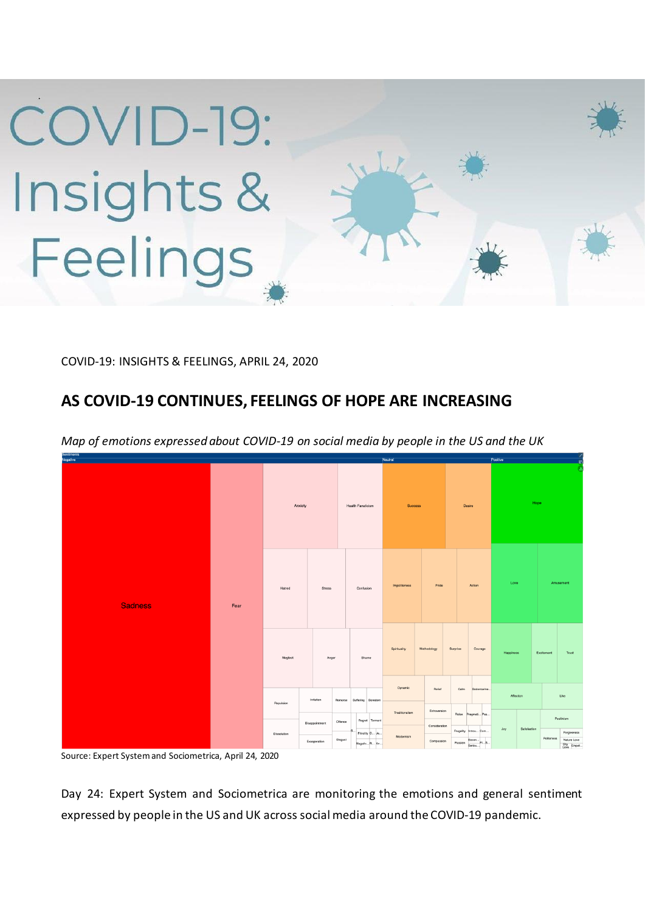# COVID-19: Insights & Feelings

COVID-19: INSIGHTS & FEELINGS, APRIL 24, 2020

## AS COVID-19 CONTINUES, FEELINGS OF HOPE ARE INCREASING

*Map of emotions expressed about COVID-19 on social media by people in the US and the UK*

Source: Expert System and Sociometrica, April 24, 2020

Day 24: Expert System and Sociometrica are monitoring the emotions and general sentiment expressed by people in the US and UK across social media around the COVID-19 pandemic.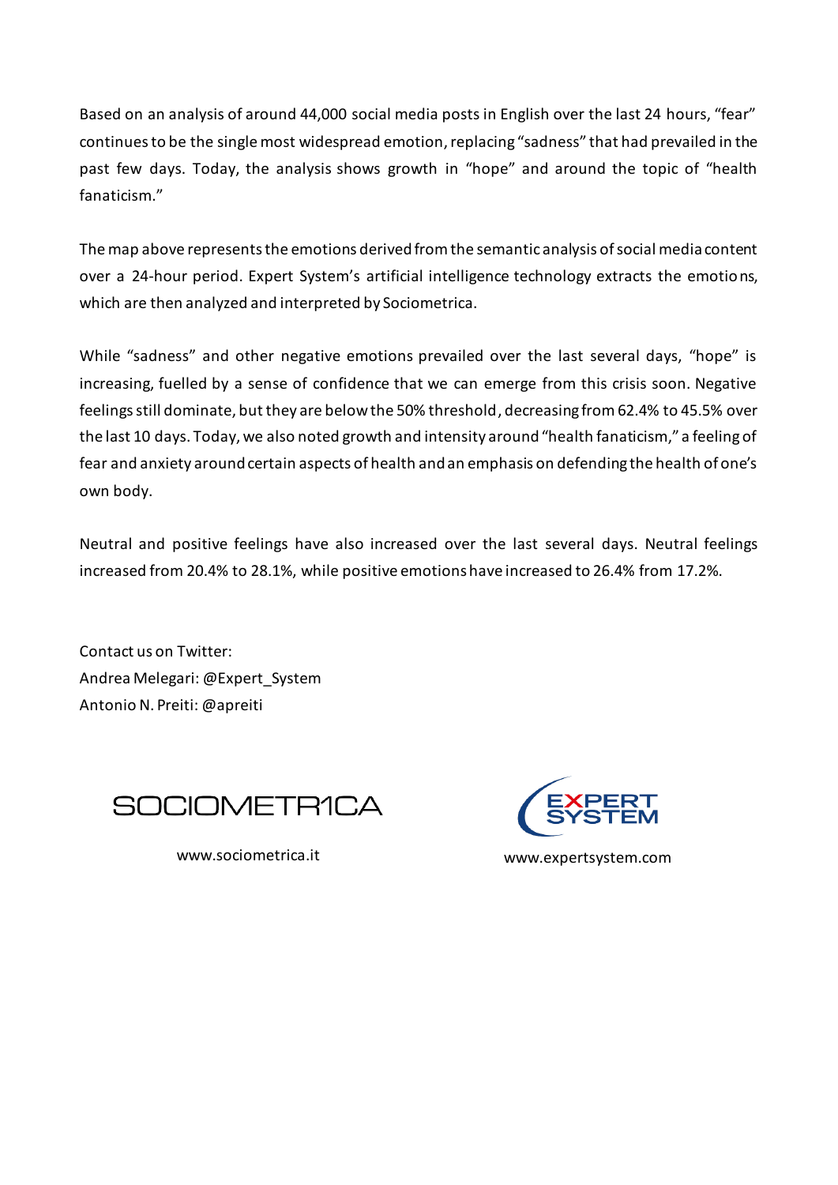Based on an analysis of around 44,000 social media posts in English over the last 24 hours, "fear" continues to be the single most widespread emotion, replacing "sadness" that had prevailed in the past few days. Today, the analysis shows growth in "hope" and around the topic of "health fanaticism."

The map above represents the emotions derived from the semantic analysis of social media content over a 24-hour period. Expert System's artificial intelligence technology extracts the emotions, which are then analyzed and interpreted by Sociometrica.

While "sadness" and other negative emotions prevailed over the last several days, "hope" is increasing, fuelled by a sense of confidence that we can emerge from this crisis soon. Negative feelings still dominate, but they are below the 50% threshold, decreasing from 62.4% to 45.5% over the last 10 days. Today, we also noted growth and intensity around "health fanaticism," a feeling of fear and anxiety around certain aspects of health and an emphasis on defending the health of one's own body.

Neutral and positive feelings have also increased over the last several days. Neutral feelings increased from 20.4% to 28.1%, while positive emotions have increased to 26.4% from 17.2%.

Contact us on Twitter:
Andrea Melegari: @Expert_System
Antonio N. Preiti: @apreiti

SOCIOMETR1CA

www.sociometrica.it

EXPERT SYSTEM

www.expertsystem.com